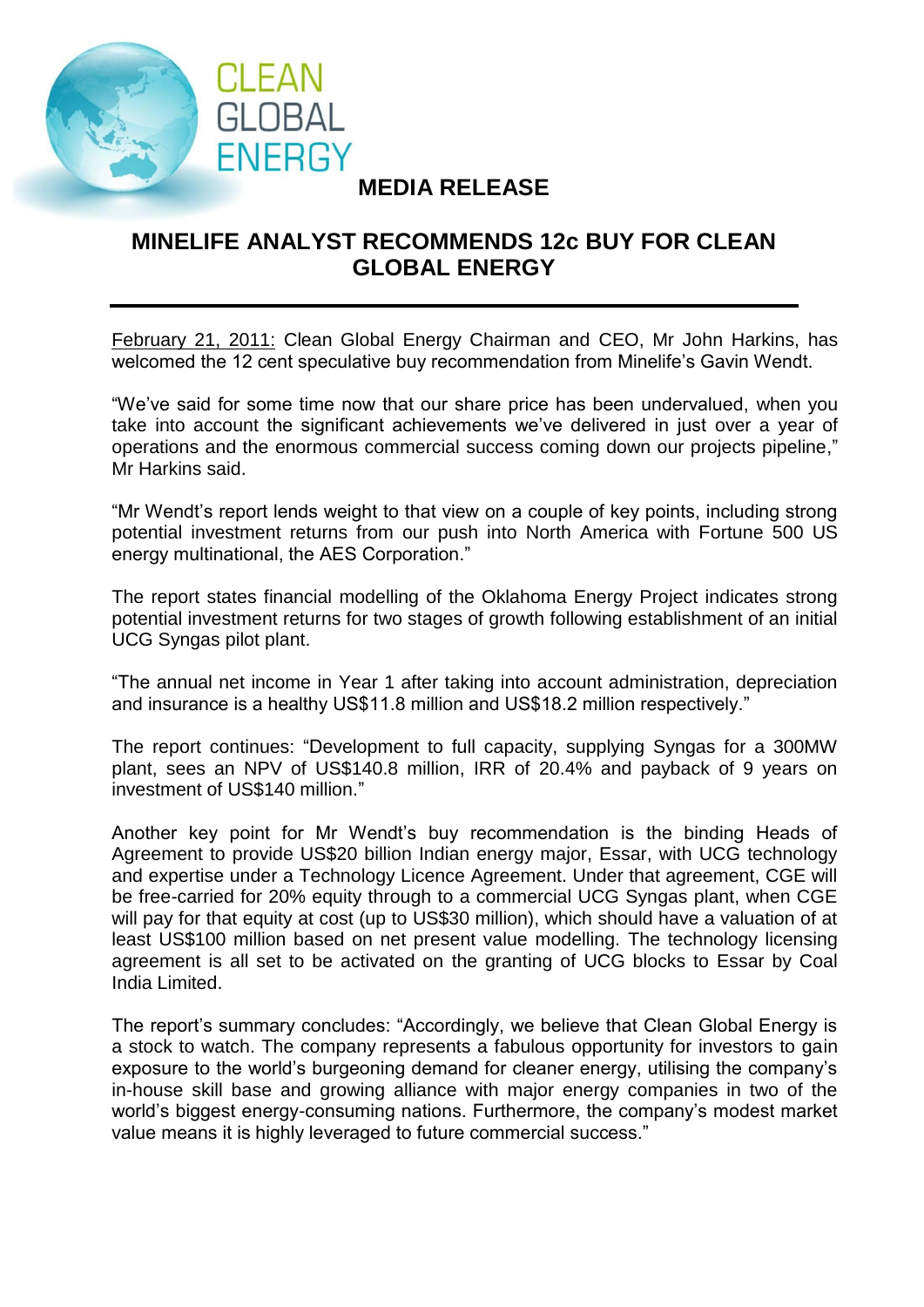CLEAN GLOBAL ENERGY

**MEDIA RELEASE**

# MINELIFE ANALYST RECOMMENDS 12c BUY FOR CLEAN GLOBAL ENERGY

February 21, 2011: Clean Global Energy Chairman and CEO, Mr John Harkins, has welcomed the 12 cent speculative buy recommendation from Minelife's Gavin Wendt.

"We've said for some time now that our share price has been undervalued, when you take into account the significant achievements we've delivered in just over a year of operations and the enormous commercial success coming down our projects pipeline," Mr Harkins said.

"Mr Wendt's report lends weight to that view on a couple of key points, including strong potential investment returns from our push into North America with Fortune 500 US energy multinational, the AES Corporation."

The report states financial modelling of the Oklahoma Energy Project indicates strong potential investment returns for two stages of growth following establishment of an initial UCG Syngas pilot plant.

"The annual net income in Year 1 after taking into account administration, depreciation and insurance is a healthy US$11.8 million and US$18.2 million respectively."

The report continues: "Development to full capacity, supplying Syngas for a 300MW plant, sees an NPV of US$140.8 million, IRR of 20.4% and payback of 9 years on investment of US$140 million."

Another key point for Mr Wendt's buy recommendation is the binding Heads of Agreement to provide US$20 billion Indian energy major, Essar, with UCG technology and expertise under a Technology Licence Agreement. Under that agreement, CGE will be free-carried for 20% equity through to a commercial UCG Syngas plant, when CGE will pay for that equity at cost (up to US$30 million), which should have a valuation of at least US$100 million based on net present value modelling. The technology licensing agreement is all set to be activated on the granting of UCG blocks to Essar by Coal India Limited.

The report's summary concludes: "Accordingly, we believe that Clean Global Energy is a stock to watch. The company represents a fabulous opportunity for investors to gain exposure to the world's burgeoning demand for cleaner energy, utilising the company's in-house skill base and growing alliance with major energy companies in two of the world's biggest energy-consuming nations. Furthermore, the company's modest market value means it is highly leveraged to future commercial success."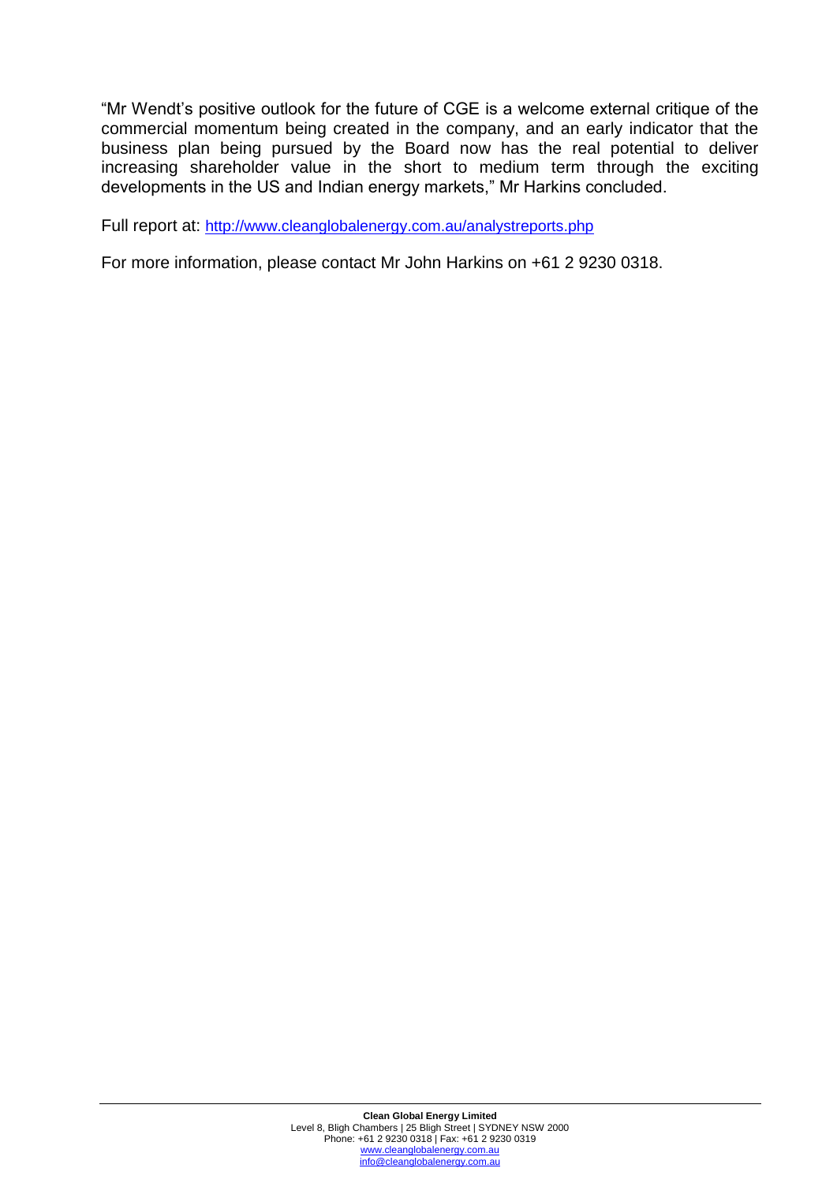"Mr Wendt's positive outlook for the future of CGE is a welcome external critique of the commercial momentum being created in the company, and an early indicator that the business plan being pursued by the Board now has the real potential to deliver increasing shareholder value in the short to medium term through the exciting developments in the US and Indian energy markets," Mr Harkins concluded.

Full report at: http://www.cleanglobalenergy.com.au/analystreports.php

For more information, please contact Mr John Harkins on +61 2 9230 0318.

**Clean Global Energy Limited**
Level 8, Bligh Chambers | 25 Bligh Street | SYDNEY NSW 2000
Phone: +61 2 9230 0318 | Fax: +61 2 9230 0319
www.cleanglobalenergy.com.au
info@cleanglobalenergy.com.au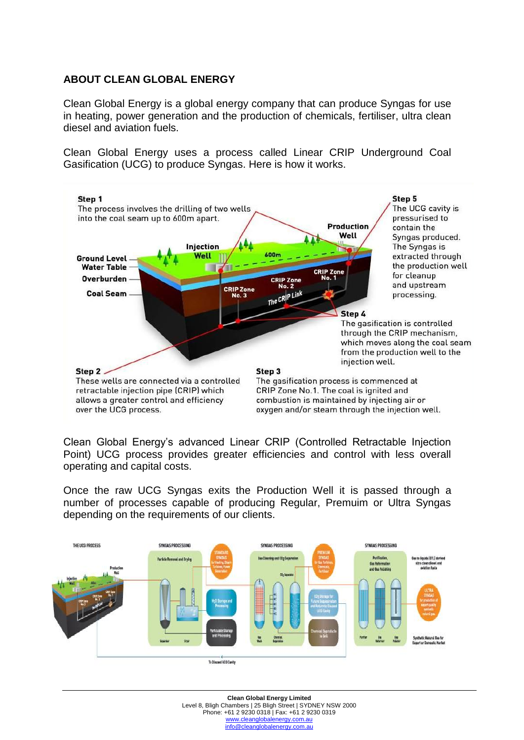## ABOUT CLEAN GLOBAL ENERGY

Clean Global Energy is a global energy company that can produce Syngas for use in heating, power generation and the production of chemicals, fertiliser, ultra clean diesel and aviation fuels.

Clean Global Energy uses a process called Linear CRIP Underground Coal Gasification (UCG) to produce Syngas. Here is how it works.

**Step 1**
The process involves the drilling of two wells into the coal seam up to 600m apart.

**Step 2**
These wells are connected via a controlled retractable injection pipe (CRIP) which allows a greater control and efficiency over the UCG process.

**Step 3**
The gasification process is commenced at CRIP Zone No.1. The coal is ignited and combustion is maintained by injecting air or oxygen and/or steam through the injection well.

**Step 4**
The gasification is controlled through the CRIP mechanism, which moves along the coal seam from the production well to the injection well.

**Step 5**
The UCG cavity is pressurised to contain the Syngas produced. The Syngas is extracted through the production well for cleanup and upstream processing.

Clean Global Energy's advanced Linear CRIP (Controlled Retractable Injection Point) UCG process provides greater efficiencies and control with less overall operating and capital costs.

Once the raw UCG Syngas exits the Production Well it is passed through a number of processes capable of producing Regular, Premuim or Ultra Syngas depending on the requirements of our clients.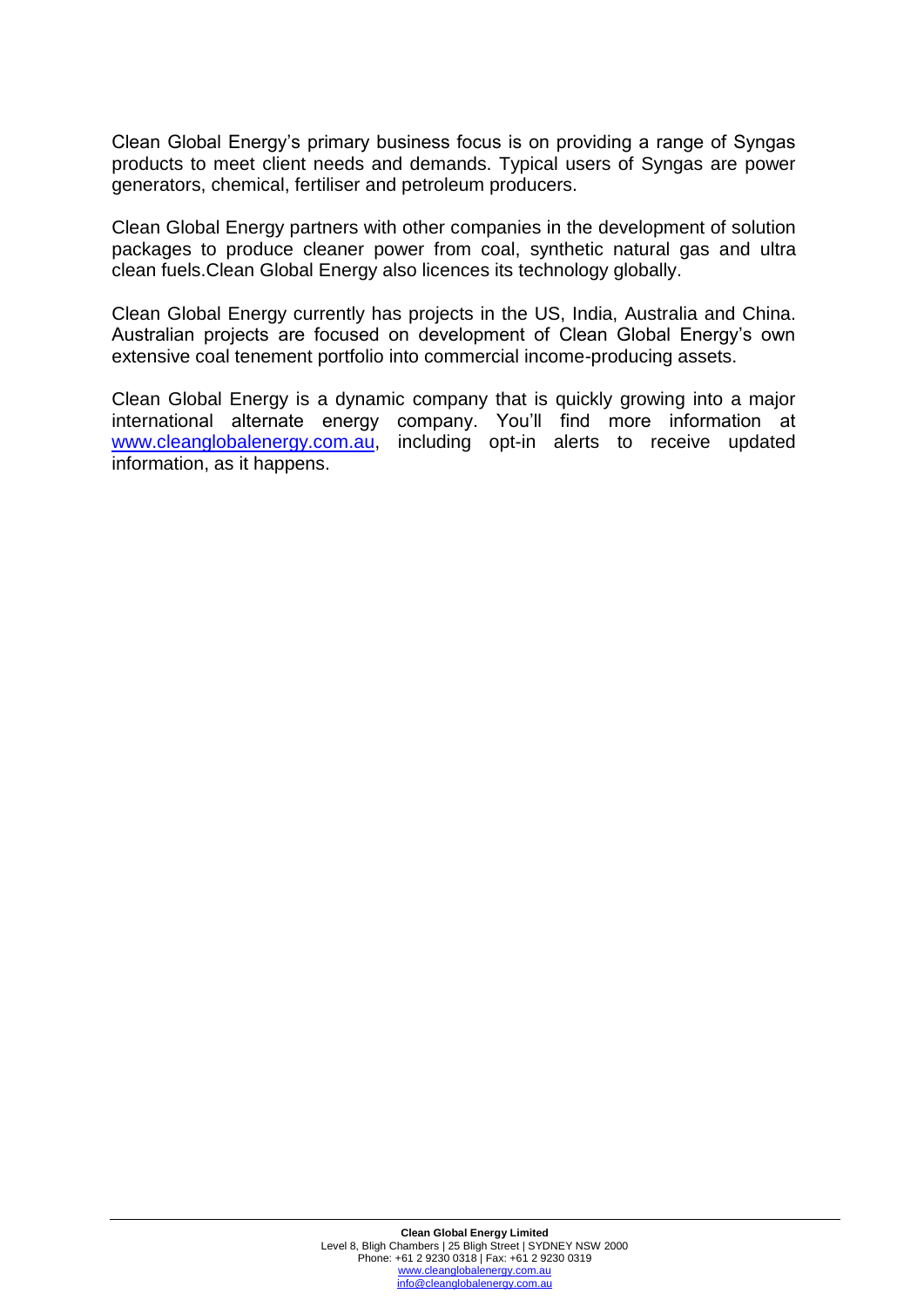Clean Global Energy's primary business focus is on providing a range of Syngas products to meet client needs and demands. Typical users of Syngas are power generators, chemical, fertiliser and petroleum producers.

Clean Global Energy partners with other companies in the development of solution packages to produce cleaner power from coal, synthetic natural gas and ultra clean fuels.Clean Global Energy also licences its technology globally.

Clean Global Energy currently has projects in the US, India, Australia and China. Australian projects are focused on development of Clean Global Energy's own extensive coal tenement portfolio into commercial income-producing assets.

Clean Global Energy is a dynamic company that is quickly growing into a major international alternate energy company. You'll find more information at www.cleanglobalenergy.com.au, including opt-in alerts to receive updated information, as it happens.

**Clean Global Energy Limited**
Level 8, Bligh Chambers | 25 Bligh Street | SYDNEY NSW 2000
Phone: +61 2 9230 0318 | Fax: +61 2 9230 0319
www.cleanglobalenergy.com.au
info@cleanglobalenergy.com.au